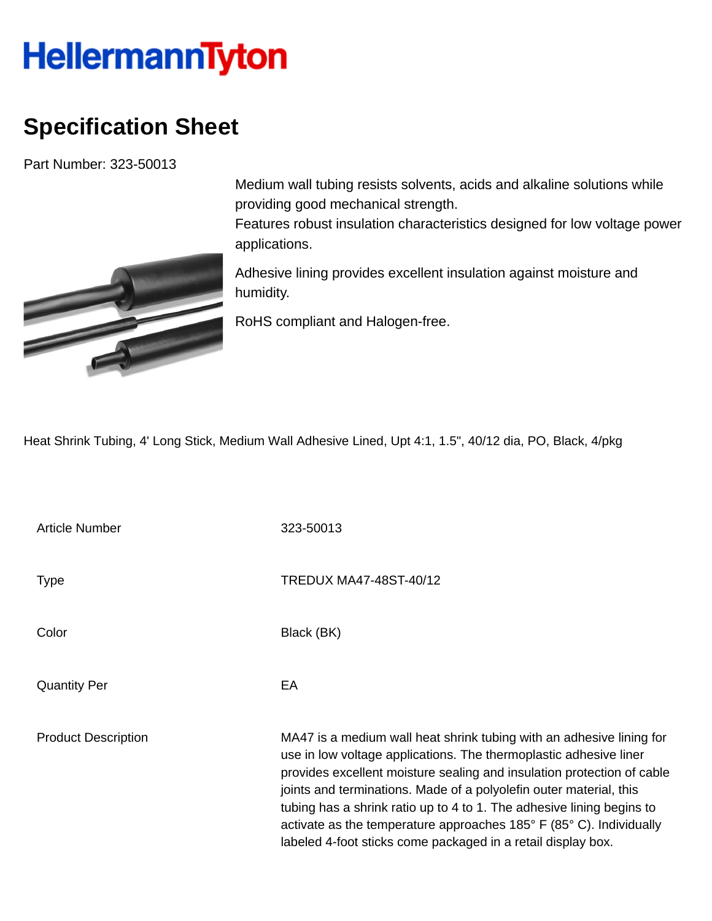HellermannTyton

# Specification Sheet

Part Number: 323-50013

Medium wall tubing resists solvents, acids and alkaline solutions while providing good mechanical strength.
Features robust insulation characteristics designed for low voltage power applications.

Adhesive lining provides excellent insulation against moisture and humidity.

RoHS compliant and Halogen-free.

Heat Shrink Tubing, 4' Long Stick, Medium Wall Adhesive Lined, Upt 4:1, 1.5", 40/12 dia, PO, Black, 4/pkg

| | |
|---|---|
| Article Number | 323-50013 |
| Type | TREDUX MA47-48ST-40/12 |
| Color | Black (BK) |
| Quantity Per | EA |
| Product Description | MA47 is a medium wall heat shrink tubing with an adhesive lining for use in low voltage applications. The thermoplastic adhesive liner provides excellent moisture sealing and insulation protection of cable joints and terminations. Made of a polyolefin outer material, this tubing has a shrink ratio up to 4 to 1. The adhesive lining begins to activate as the temperature approaches 185° F (85° C). Individually labeled 4-foot sticks come packaged in a retail display box. |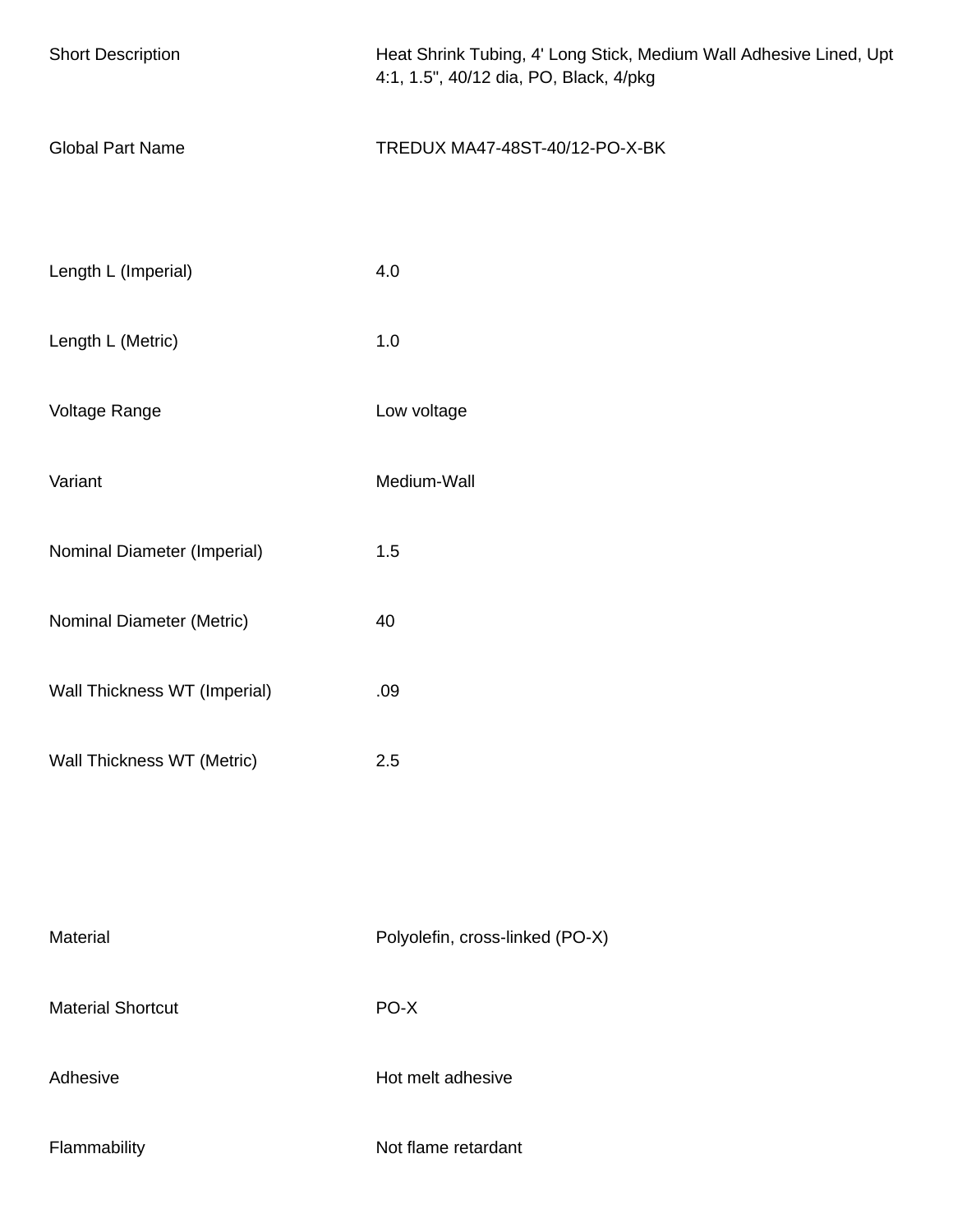| | |
|---|---|
| Short Description | Heat Shrink Tubing, 4' Long Stick, Medium Wall Adhesive Lined, Upt 4:1, 1.5", 40/12 dia, PO, Black, 4/pkg |
| Global Part Name | TREDUX MA47-48ST-40/12-PO-X-BK |
| Length L (Imperial) | 4.0 |
| Length L (Metric) | 1.0 |
| Voltage Range | Low voltage |
| Variant | Medium-Wall |
| Nominal Diameter (Imperial) | 1.5 |
| Nominal Diameter (Metric) | 40 |
| Wall Thickness WT (Imperial) | .09 |
| Wall Thickness WT (Metric) | 2.5 |
| Material | Polyolefin, cross-linked (PO-X) |
| Material Shortcut | PO-X |
| Adhesive | Hot melt adhesive |
| Flammability | Not flame retardant |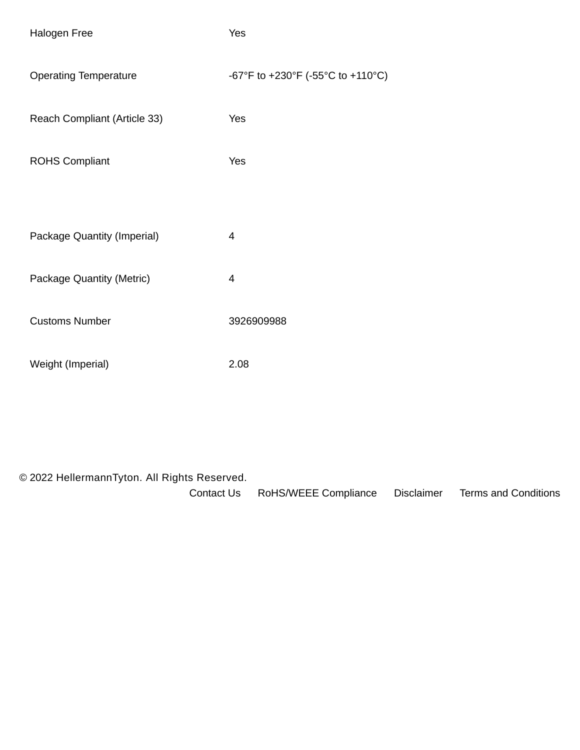| | |
|---|---|
| Halogen Free | Yes |
| Operating Temperature | -67°F to +230°F (-55°C to +110°C) |
| Reach Compliant (Article 33) | Yes |
| ROHS Compliant | Yes |

| | |
|---|---|
| Package Quantity (Imperial) | 4 |
| Package Quantity (Metric) | 4 |
| Customs Number | 3926909988 |
| Weight (Imperial) | 2.08 |

© 2022 HellermannTyton. All Rights Reserved.

Contact Us RoHS/WEEE Compliance Disclaimer Terms and Conditions